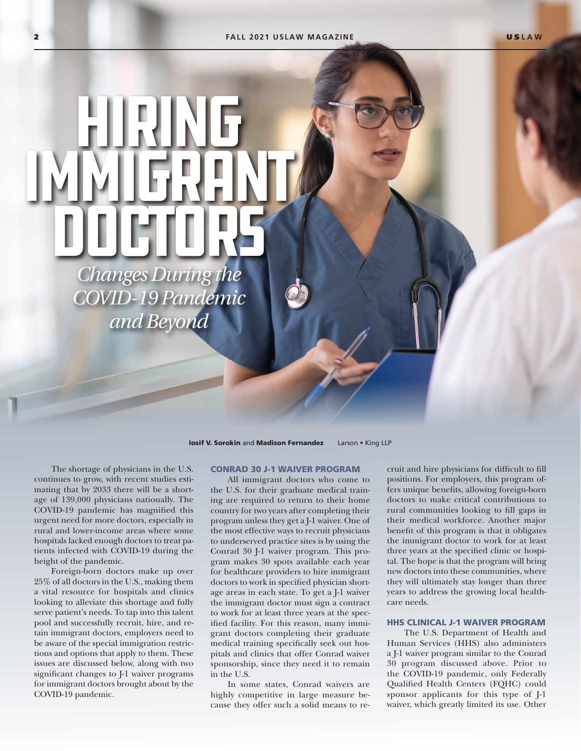# HIRING IMMIGRANT DOCTORS

*Changes During the COVID-19 Pandemic and Beyond*

**Iosif V. Sorokin** and **Madison Fernandez** Larson • King LLP

The shortage of physicians in the U.S. continues to grow, with recent studies estimating that by 2033 there will be a shortage of 139,000 physicians nationally. The COVID-19 pandemic has magnified this urgent need for more doctors, especially in rural and lower-income areas where some hospitals lacked enough doctors to treat patients infected with COVID-19 during the height of the pandemic.

Foreign-born doctors make up over 25% of all doctors in the U.S., making them a vital resource for hospitals and clinics looking to alleviate this shortage and fully serve patient's needs. To tap into this talent pool and successfully recruit, hire, and retain immigrant doctors, employers need to be aware of the special immigration restrictions and options that apply to them. These issues are discussed below, along with two significant changes to J-1 waiver programs for immigrant doctors brought about by the COVID-19 pandemic.

## CONRAD 30 J-1 WAIVER PROGRAM

All immigrant doctors who come to the U.S. for their graduate medical training are required to return to their home country for two years after completing their program unless they get a J-1 waiver. One of the most effective ways to recruit physicians to underserved practice sites is by using the Conrad 30 J-1 waiver program. This program makes 30 spots available each year for healthcare providers to hire immigrant doctors to work in specified physician shortage areas in each state. To get a J-1 waiver the immigrant doctor must sign a contract to work for at least three years at the specified facility. For this reason, many immigrant doctors completing their graduate medical training specifically seek out hospitals and clinics that offer Conrad waiver sponsorship, since they need it to remain in the U.S.

In some states, Conrad waivers are highly competitive in large measure because they offer such a solid means to recruit and hire physicians for difficult to fill positions. For employers, this program offers unique benefits, allowing foreign-born doctors to make critical contributions to rural communities looking to fill gaps in their medical workforce. Another major benefit of this program is that it obligates the immigrant doctor to work for at least three years at the specified clinic or hospital. The hope is that the program will bring new doctors into these communities, where they will ultimately stay longer than three years to address the growing local healthcare needs.

## HHS CLINICAL J-1 WAIVER PROGRAM

The U.S. Department of Health and Human Services (HHS) also administers a J-1 waiver program similar to the Conrad 30 program discussed above. Prior to the COVID-19 pandemic, only Federally Qualified Health Centers (FQHC) could sponsor applicants for this type of J-1 waiver, which greatly limited its use. Other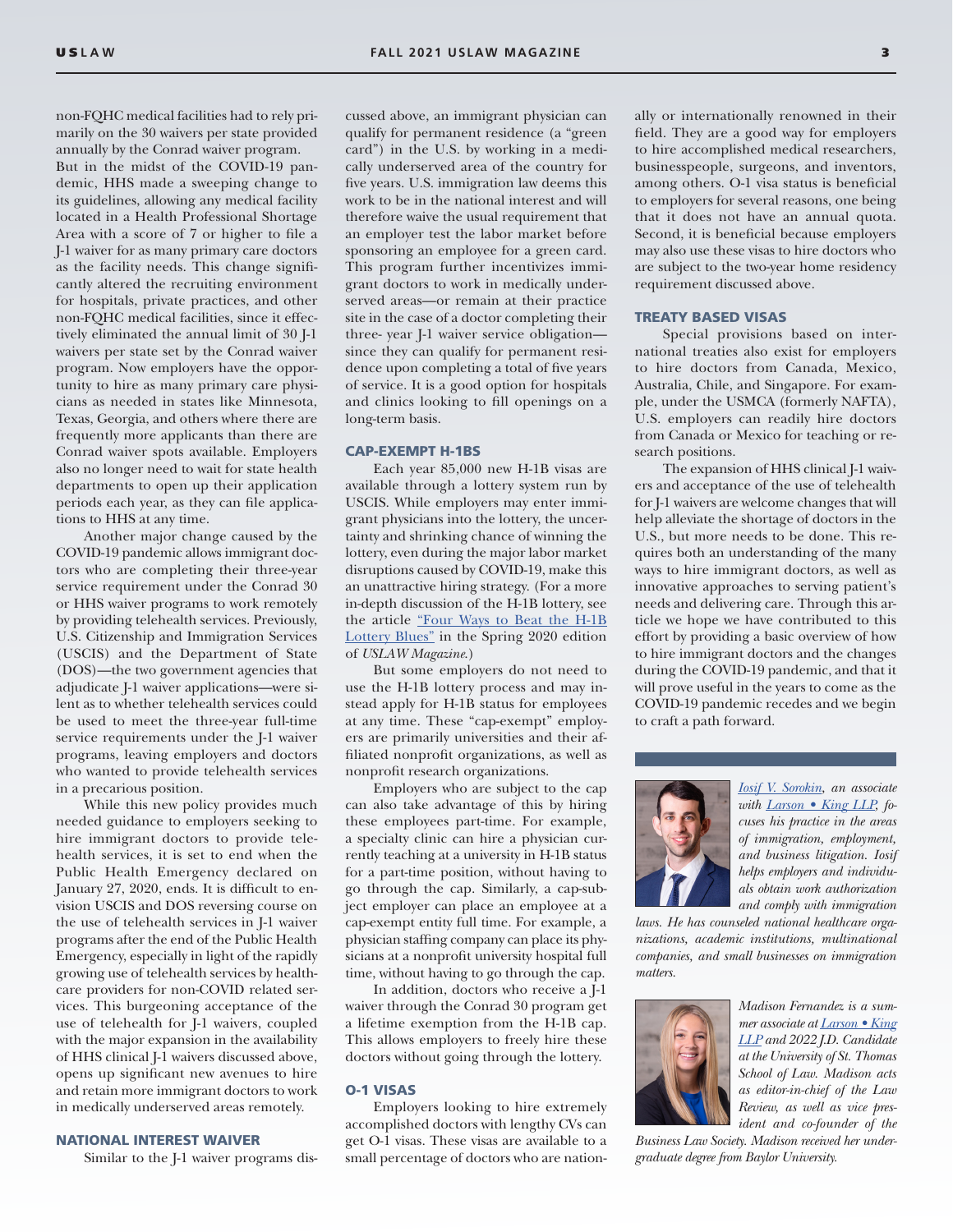non-FQHC medical facilities had to rely primarily on the 30 waivers per state provided annually by the Conrad waiver program. But in the midst of the COVID-19 pandemic, HHS made a sweeping change to its guidelines, allowing any medical facility located in a Health Professional Shortage Area with a score of 7 or higher to file a J-1 waiver for as many primary care doctors as the facility needs. This change significantly altered the recruiting environment for hospitals, private practices, and other non-FQHC medical facilities, since it effectively eliminated the annual limit of 30 J-1 waivers per state set by the Conrad waiver program. Now employers have the opportunity to hire as many primary care physicians as needed in states like Minnesota, Texas, Georgia, and others where there are frequently more applicants than there are Conrad waiver spots available. Employers also no longer need to wait for state health departments to open up their application periods each year, as they can file applications to HHS at any time.

Another major change caused by the COVID-19 pandemic allows immigrant doctors who are completing their three-year service requirement under the Conrad 30 or HHS waiver programs to work remotely by providing telehealth services. Previously, U.S. Citizenship and Immigration Services (USCIS) and the Department of State (DOS)—the two government agencies that adjudicate J-1 waiver applications—were silent as to whether telehealth services could be used to meet the three-year full-time service requirements under the J-1 waiver programs, leaving employers and doctors who wanted to provide telehealth services in a precarious position.

While this new policy provides much needed guidance to employers seeking to hire immigrant doctors to provide telehealth services, it is set to end when the Public Health Emergency declared on January 27, 2020, ends. It is difficult to envision USCIS and DOS reversing course on the use of telehealth services in J-1 waiver programs after the end of the Public Health Emergency, especially in light of the rapidly growing use of telehealth services by healthcare providers for non-COVID related services. This burgeoning acceptance of the use of telehealth for J-1 waivers, coupled with the major expansion in the availability of HHS clinical J-1 waivers discussed above, opens up significant new avenues to hire and retain more immigrant doctors to work in medically underserved areas remotely.

## NATIONAL INTEREST WAIVER

Similar to the J-1 waiver programs discussed above, an immigrant physician can qualify for permanent residence (a "green card") in the U.S. by working in a medically underserved area of the country for five years. U.S. immigration law deems this work to be in the national interest and will therefore waive the usual requirement that an employer test the labor market before sponsoring an employee for a green card. This program further incentivizes immigrant doctors to work in medically underserved areas—or remain at their practice site in the case of a doctor completing their three- year J-1 waiver service obligation—since they can qualify for permanent residence upon completing a total of five years of service. It is a good option for hospitals and clinics looking to fill openings on a long-term basis.

## CAP-EXEMPT H-1BS

Each year 85,000 new H-1B visas are available through a lottery system run by USCIS. While employers may enter immigrant physicians into the lottery, the uncertainty and shrinking chance of winning the lottery, even during the major labor market disruptions caused by COVID-19, make this an unattractive hiring strategy. (For a more in-depth discussion of the H-1B lottery, see the article "Four Ways to Beat the H-1B Lottery Blues" in the Spring 2020 edition of *USLAW Magazine*.)

But some employers do not need to use the H-1B lottery process and may instead apply for H-1B status for employees at any time. These "cap-exempt" employers are primarily universities and their affiliated nonprofit organizations, as well as nonprofit research organizations.

Employers who are subject to the cap can also take advantage of this by hiring these employees part-time. For example, a specialty clinic can hire a physician currently teaching at a university in H-1B status for a part-time position, without having to go through the cap. Similarly, a cap-subject employer can place an employee at a cap-exempt entity full time. For example, a physician staffing company can place its physicians at a nonprofit university hospital full time, without having to go through the cap.

In addition, doctors who receive a J-1 waiver through the Conrad 30 program get a lifetime exemption from the H-1B cap. This allows employers to freely hire these doctors without going through the lottery.

## O-1 VISAS

Employers looking to hire extremely accomplished doctors with lengthy CVs can get O-1 visas. These visas are available to a small percentage of doctors who are nationally or internationally renowned in their field. They are a good way for employers to hire accomplished medical researchers, businesspeople, surgeons, and inventors, among others. O-1 visa status is beneficial to employers for several reasons, one being that it does not have an annual quota. Second, it is beneficial because employers may also use these visas to hire doctors who are subject to the two-year home residency requirement discussed above.

## TREATY BASED VISAS

Special provisions based on international treaties also exist for employers to hire doctors from Canada, Mexico, Australia, Chile, and Singapore. For example, under the USMCA (formerly NAFTA), U.S. employers can readily hire doctors from Canada or Mexico for teaching or research positions.

The expansion of HHS clinical J-1 waivers and acceptance of the use of telehealth for J-1 waivers are welcome changes that will help alleviate the shortage of doctors in the U.S., but more needs to be done. This requires both an understanding of the many ways to hire immigrant doctors, as well as innovative approaches to serving patient's needs and delivering care. Through this article we hope we have contributed to this effort by providing a basic overview of how to hire immigrant doctors and the changes during the COVID-19 pandemic, and that it will prove useful in the years to come as the COVID-19 pandemic recedes and we begin to craft a path forward.

*Iosif V. Sorokin, an associate with Larson • King LLP, focuses his practice in the areas of immigration, employment, and business litigation. Iosif helps employers and individuals obtain work authorization and comply with immigration laws. He has counseled national healthcare organizations, academic institutions, multinational companies, and small businesses on immigration matters.*

*Madison Fernandez is a summer associate at Larson • King LLP and 2022 J.D. Candidate at the University of St. Thomas School of Law. Madison acts as editor-in-chief of the Law Review, as well as vice president and co-founder of the Business Law Society. Madison received her undergraduate degree from Baylor University.*